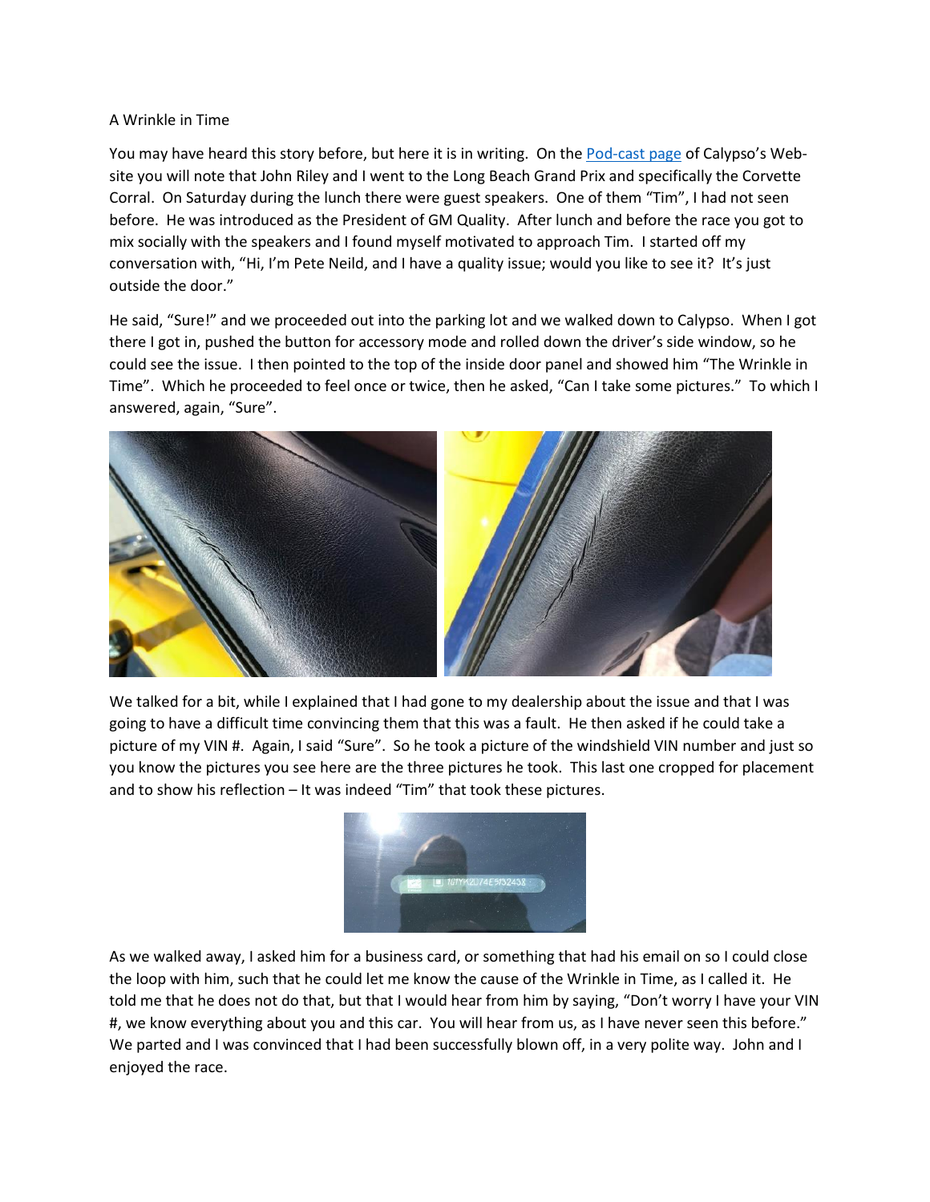A Wrinkle in Time

You may have heard this story before, but here it is in writing. On the Pod-cast page of Calypso's Web-site you will note that John Riley and I went to the Long Beach Grand Prix and specifically the Corvette Corral. On Saturday during the lunch there were guest speakers. One of them "Tim", I had not seen before. He was introduced as the President of GM Quality. After lunch and before the race you got to mix socially with the speakers and I found myself motivated to approach Tim. I started off my conversation with, "Hi, I'm Pete Neild, and I have a quality issue; would you like to see it? It's just outside the door."

He said, "Sure!" and we proceeded out into the parking lot and we walked down to Calypso. When I got there I got in, pushed the button for accessory mode and rolled down the driver's side window, so he could see the issue. I then pointed to the top of the inside door panel and showed him "The Wrinkle in Time". Which he proceeded to feel once or twice, then he asked, "Can I take some pictures." To which I answered, again, "Sure".

We talked for a bit, while I explained that I had gone to my dealership about the issue and that I was going to have a difficult time convincing them that this was a fault. He then asked if he could take a picture of my VIN #. Again, I said "Sure". So he took a picture of the windshield VIN number and just so you know the pictures you see here are the three pictures he took. This last one cropped for placement and to show his reflection – It was indeed "Tim" that took these pictures.

As we walked away, I asked him for a business card, or something that had his email on so I could close the loop with him, such that he could let me know the cause of the Wrinkle in Time, as I called it. He told me that he does not do that, but that I would hear from him by saying, "Don't worry I have your VIN #, we know everything about you and this car. You will hear from us, as I have never seen this before." We parted and I was convinced that I had been successfully blown off, in a very polite way. John and I enjoyed the race.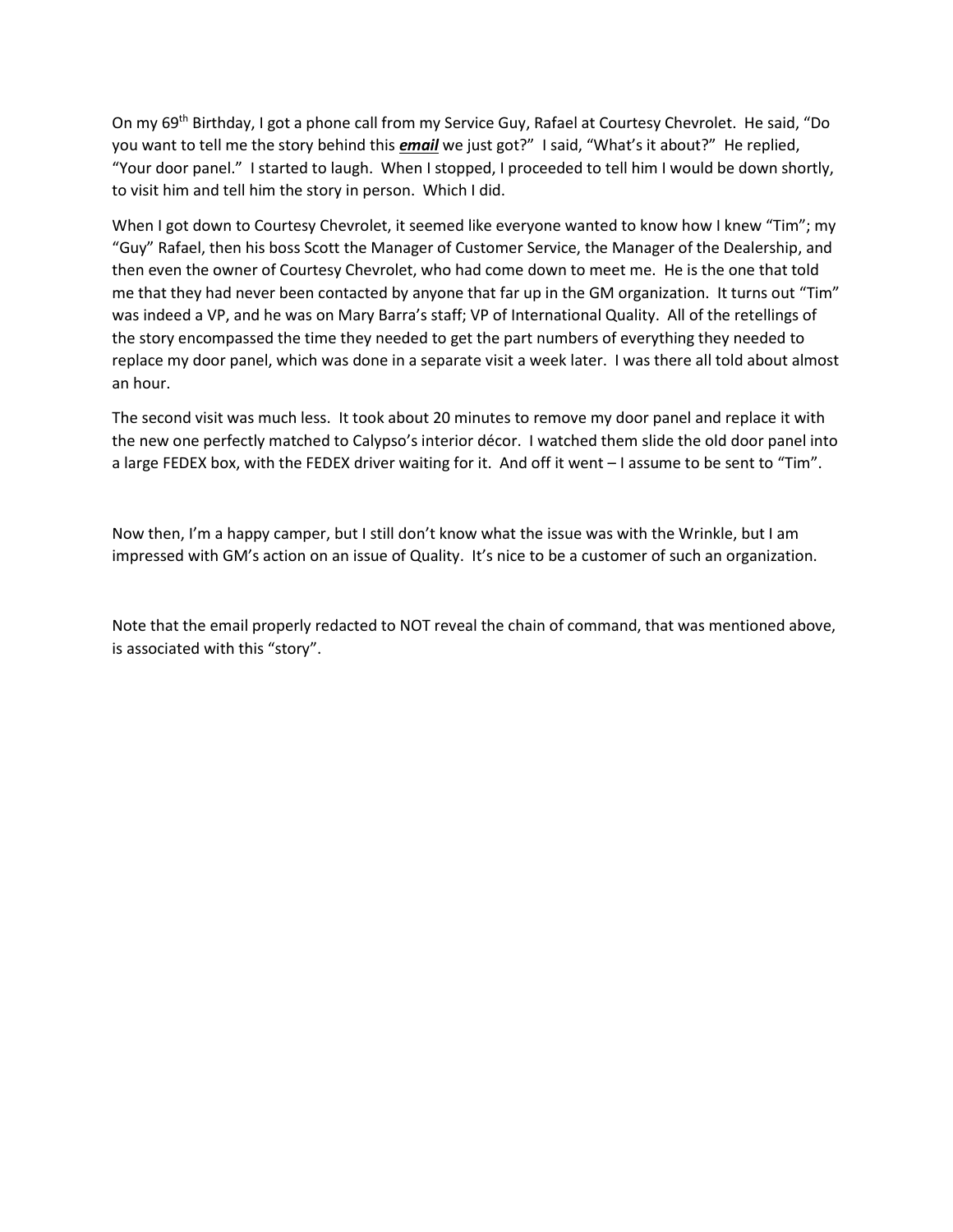On my 69th Birthday, I got a phone call from my Service Guy, Rafael at Courtesy Chevrolet. He said, "Do you want to tell me the story behind this ***<u>email</u>*** we just got?" I said, "What's it about?" He replied, "Your door panel." I started to laugh. When I stopped, I proceeded to tell him I would be down shortly, to visit him and tell him the story in person. Which I did.

When I got down to Courtesy Chevrolet, it seemed like everyone wanted to know how I knew "Tim"; my "Guy" Rafael, then his boss Scott the Manager of Customer Service, the Manager of the Dealership, and then even the owner of Courtesy Chevrolet, who had come down to meet me. He is the one that told me that they had never been contacted by anyone that far up in the GM organization. It turns out "Tim" was indeed a VP, and he was on Mary Barra's staff; VP of International Quality. All of the retellings of the story encompassed the time they needed to get the part numbers of everything they needed to replace my door panel, which was done in a separate visit a week later. I was there all told about almost an hour.

The second visit was much less. It took about 20 minutes to remove my door panel and replace it with the new one perfectly matched to Calypso's interior décor. I watched them slide the old door panel into a large FEDEX box, with the FEDEX driver waiting for it. And off it went – I assume to be sent to "Tim".

Now then, I'm a happy camper, but I still don't know what the issue was with the Wrinkle, but I am impressed with GM's action on an issue of Quality. It's nice to be a customer of such an organization.

Note that the email properly redacted to NOT reveal the chain of command, that was mentioned above, is associated with this "story".